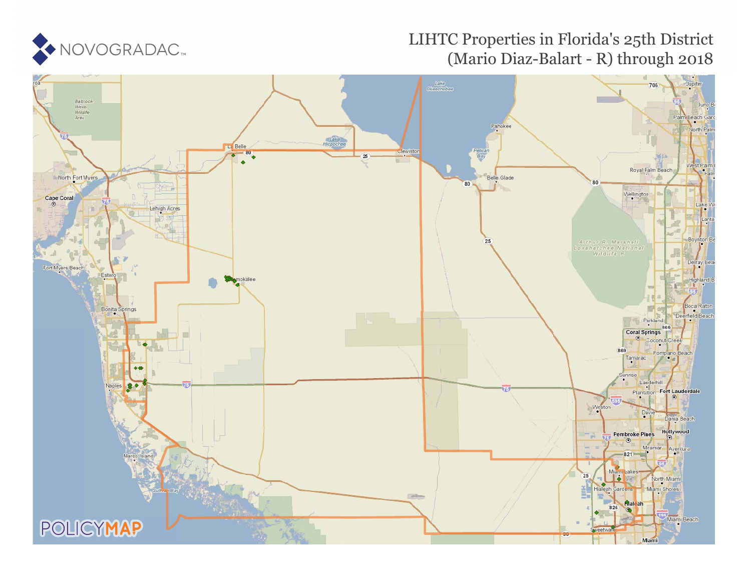NOVOGRADAC

# LIHTC Properties in Florida's 25th District (Mario Diaz-Balart - R) through 2018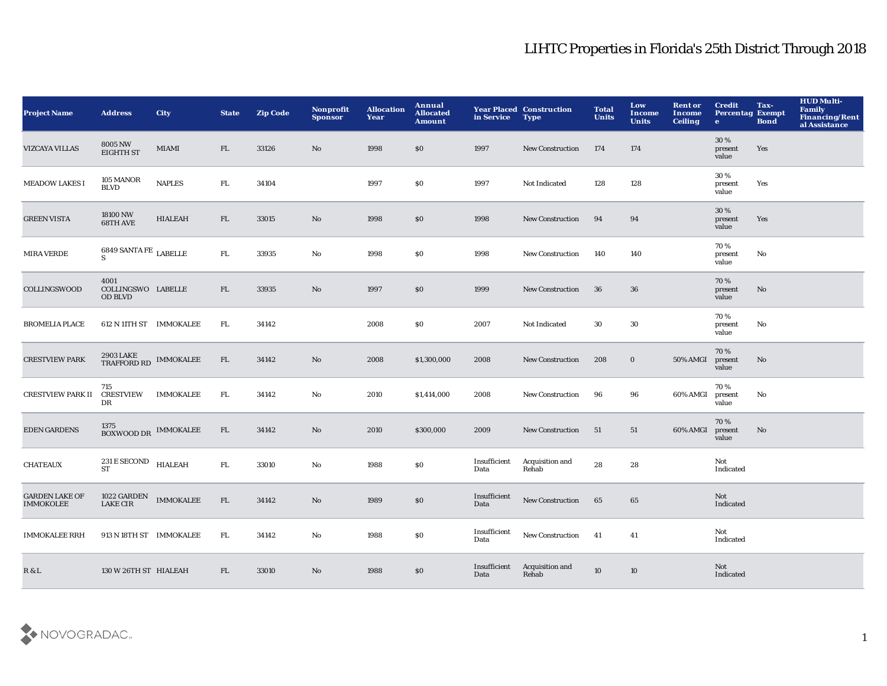# LIHTC Properties in Florida's 25th District Through 2018

| Project Name | Address | City | State | Zip Code | Nonprofit Sponsor | Allocation Year | Annual Allocated Amount | Year Placed in Service | Construction Type | Total Units | Low Income Units | Rent or Income Ceiling | Credit Percentage | Tax-Exempt Bond | HUD Multi-Family Financing/Rental Assistance |
|---|---|---|---|---|---|---|---|---|---|---|---|---|---|---|---|
| VIZCAYA VILLAS | 8005 NW EIGHTH ST | MIAMI | FL | 33126 | No | 1998 | $0 | 1997 | New Construction | 174 | 174 | | 30 % present value | Yes | |
| MEADOW LAKES I | 105 MANOR BLVD | NAPLES | FL | 34104 | | 1997 | $0 | 1997 | Not Indicated | 128 | 128 | | 30 % present value | Yes | |
| GREEN VISTA | 18100 NW 68TH AVE | HIALEAH | FL | 33015 | No | 1998 | $0 | 1998 | New Construction | 94 | 94 | | 30 % present value | Yes | |
| MIRA VERDE | 6849 SANTA FE S | LABELLE | FL | 33935 | No | 1998 | $0 | 1998 | New Construction | 140 | 140 | | 70 % present value | No | |
| COLLINGSWOOD | 4001 COLLINGSWOOD BLVD | LABELLE | FL | 33935 | No | 1997 | $0 | 1999 | New Construction | 36 | 36 | | 70 % present value | No | |
| BROMELIA PLACE | 612 N 11TH ST | IMMOKALEE | FL | 34142 | | 2008 | $0 | 2007 | Not Indicated | 30 | 30 | | 70 % present value | No | |
| CRESTVIEW PARK | 2903 LAKE TRAFFORD RD | IMMOKALEE | FL | 34142 | No | 2008 | $1,300,000 | 2008 | New Construction | 208 | 0 | 50% AMGI | 70 % present value | No | |
| CRESTVIEW PARK II | 715 CRESTVIEW DR | IMMOKALEE | FL | 34142 | No | 2010 | $1,414,000 | 2008 | New Construction | 96 | 96 | 60% AMGI | 70 % present value | No | |
| EDEN GARDENS | 1375 BOXWOOD DR | IMMOKALEE | FL | 34142 | No | 2010 | $300,000 | 2009 | New Construction | 51 | 51 | 60% AMGI | 70 % present value | No | |
| CHATEAUX | 231 E SECOND ST | HIALEAH | FL | 33010 | No | 1988 | $0 | Insufficient Data | Acquisition and Rehab | 28 | 28 | | Not Indicated | | |
| GARDEN LAKE OF IMMOKOLEE | 1022 GARDEN LAKE CIR | IMMOKALEE | FL | 34142 | No | 1989 | $0 | Insufficient Data | New Construction | 65 | 65 | | Not Indicated | | |
| IMMOKALEE RRH | 913 N 18TH ST | IMMOKALEE | FL | 34142 | No | 1988 | $0 | Insufficient Data | New Construction | 41 | 41 | | Not Indicated | | |
| R & L | 130 W 26TH ST | HIALEAH | FL | 33010 | No | 1988 | $0 | Insufficient Data | Acquisition and Rehab | 10 | 10 | | Not Indicated | | |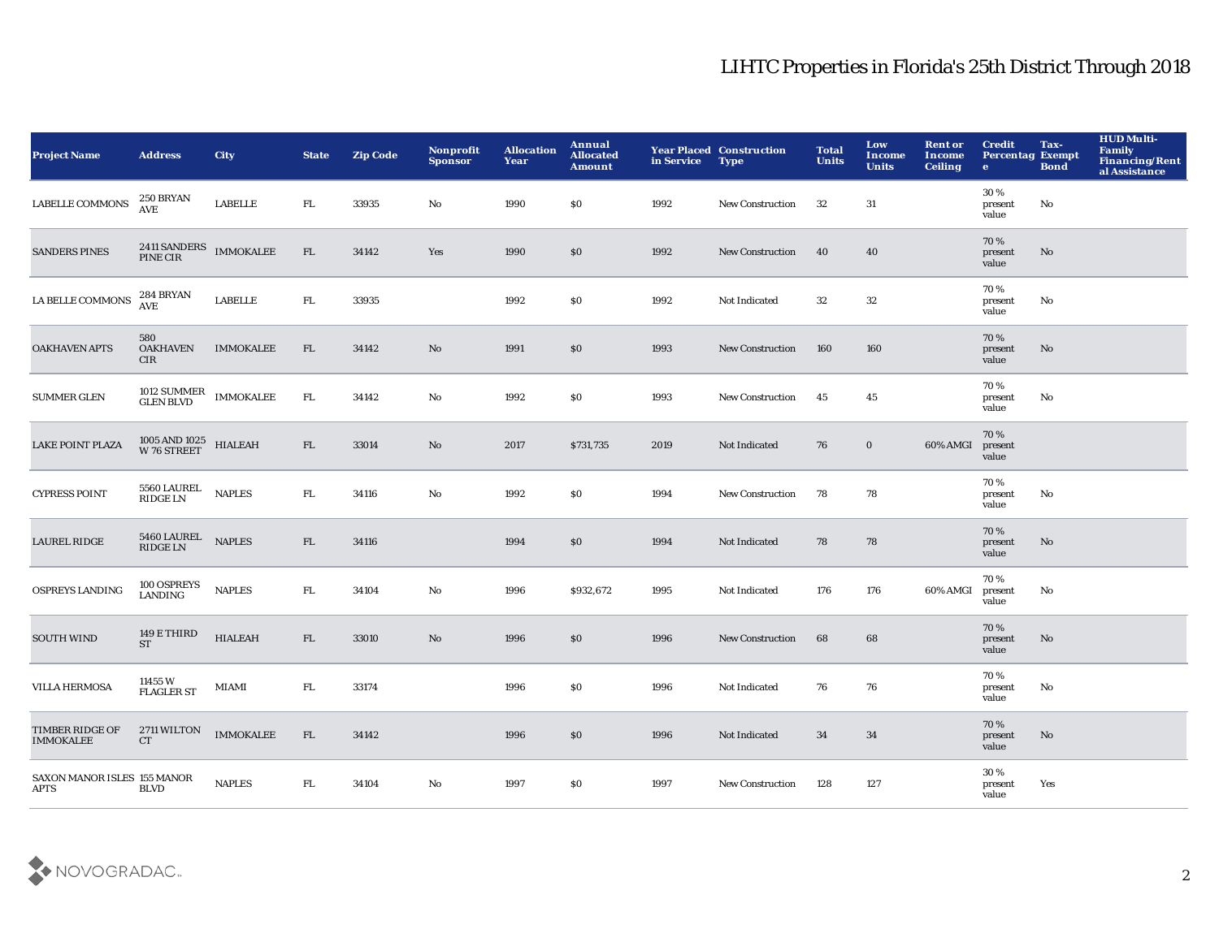# LIHTC Properties in Florida's 25th District Through 2018

| Project Name | Address | City | State | Zip Code | Nonprofit Sponsor | Allocation Year | Annual Allocated Amount | Year Placed in Service | Construction Type | Total Units | Low Income Units | Rent or Income Ceiling | Credit Percentage | Tax-Exempt Bond | HUD Multi-Family Financing/Rental Assistance |
|---|---|---|---|---|---|---|---|---|---|---|---|---|---|---|---|
| LABELLE COMMONS | 250 BRYAN AVE | LABELLE | FL | 33935 | No | 1990 | $0 | 1992 | New Construction | 32 | 31 | | 30 % present value | No | |
| SANDERS PINES | 2411 SANDERS PINE CIR | IMMOKALEE | FL | 34142 | Yes | 1990 | $0 | 1992 | New Construction | 40 | 40 | | 70 % present value | No | |
| LA BELLE COMMONS | 284 BRYAN AVE | LABELLE | FL | 33935 | | 1992 | $0 | 1992 | Not Indicated | 32 | 32 | | 70 % present value | No | |
| OAKHAVEN APTS | 580 OAKHAVEN CIR | IMMOKALEE | FL | 34142 | No | 1991 | $0 | 1993 | New Construction | 160 | 160 | | 70 % present value | No | |
| SUMMER GLEN | 1012 SUMMER GLEN BLVD | IMMOKALEE | FL | 34142 | No | 1992 | $0 | 1993 | New Construction | 45 | 45 | | 70 % present value | No | |
| LAKE POINT PLAZA | 1005 AND 1025 W 76 STREET | HIALEAH | FL | 33014 | No | 2017 | $731,735 | 2019 | Not Indicated | 76 | 0 | 60% AMGI | 70 % present value | | |
| CYPRESS POINT | 5560 LAUREL RIDGE LN | NAPLES | FL | 34116 | No | 1992 | $0 | 1994 | New Construction | 78 | 78 | | 70 % present value | No | |
| LAUREL RIDGE | 5460 LAUREL RIDGE LN | NAPLES | FL | 34116 | | 1994 | $0 | 1994 | Not Indicated | 78 | 78 | | 70 % present value | No | |
| OSPREYS LANDING | 100 OSPREYS LANDING | NAPLES | FL | 34104 | No | 1996 | $932,672 | 1995 | Not Indicated | 176 | 176 | 60% AMGI | 70 % present value | No | |
| SOUTH WIND | 149 E THIRD ST | HIALEAH | FL | 33010 | No | 1996 | $0 | 1996 | New Construction | 68 | 68 | | 70 % present value | No | |
| VILLA HERMOSA | 11455 W FLAGLER ST | MIAMI | FL | 33174 | | 1996 | $0 | 1996 | Not Indicated | 76 | 76 | | 70 % present value | No | |
| TIMBER RIDGE OF IMMOKALEE | 2711 WILTON CT | IMMOKALEE | FL | 34142 | | 1996 | $0 | 1996 | Not Indicated | 34 | 34 | | 70 % present value | No | |
| SAXON MANOR ISLES APTS | 155 MANOR BLVD | NAPLES | FL | 34104 | No | 1997 | $0 | 1997 | New Construction | 128 | 127 | | 30 % present value | Yes | |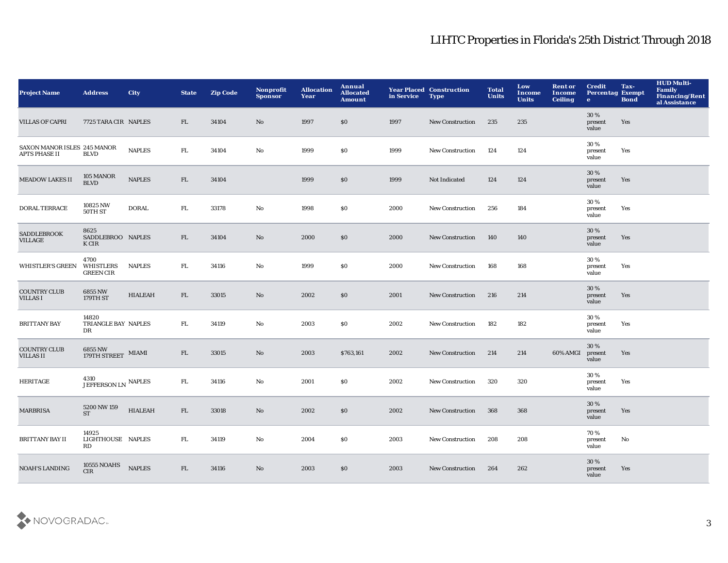# LIHTC Properties in Florida's 25th District Through 2018

| Project Name | Address | City | State | Zip Code | Nonprofit Sponsor | Allocation Year | Annual Allocated Amount | Year Placed in Service | Construction Type | Total Units | Low Income Units | Rent or Income Ceiling | Credit Percentage | Tax-Exempt Bond | HUD Multi-Family Financing/Rental Assistance |
|---|---|---|---|---|---|---|---|---|---|---|---|---|---|---|---|
| VILLAS OF CAPRI | 7725 TARA CIR | NAPLES | FL | 34104 | No | 1997 | $0 | 1997 | New Construction | 235 | 235 | | 30 % present value | Yes | |
| SAXON MANOR ISLES APTS PHASE II | 245 MANOR BLVD | NAPLES | FL | 34104 | No | 1999 | $0 | 1999 | New Construction | 124 | 124 | | 30 % present value | Yes | |
| MEADOW LAKES II | 105 MANOR BLVD | NAPLES | FL | 34104 | | 1999 | $0 | 1999 | Not Indicated | 124 | 124 | | 30 % present value | Yes | |
| DORAL TERRACE | 10825 NW 50TH ST | DORAL | FL | 33178 | No | 1998 | $0 | 2000 | New Construction | 256 | 184 | | 30 % present value | Yes | |
| SADDLEBROOK VILLAGE | 8625 SADDLEBROOK CIR | NAPLES | FL | 34104 | No | 2000 | $0 | 2000 | New Construction | 140 | 140 | | 30 % present value | Yes | |
| WHISTLER'S GREEN | 4700 WHISTLERS GREEN CIR | NAPLES | FL | 34116 | No | 1999 | $0 | 2000 | New Construction | 168 | 168 | | 30 % present value | Yes | |
| COUNTRY CLUB VILLAS I | 6855 NW 179TH ST | HIALEAH | FL | 33015 | No | 2002 | $0 | 2001 | New Construction | 216 | 214 | | 30 % present value | Yes | |
| BRITTANY BAY | 14820 TRIANGLE BAY DR | NAPLES | FL | 34119 | No | 2003 | $0 | 2002 | New Construction | 182 | 182 | | 30 % present value | Yes | |
| COUNTRY CLUB VILLAS II | 6855 NW 179TH STREET | MIAMI | FL | 33015 | No | 2003 | $763,161 | 2002 | New Construction | 214 | 214 | 60% AMGI | 30 % present value | Yes | |
| HERITAGE | 4310 JEFFERSON LN | NAPLES | FL | 34116 | No | 2001 | $0 | 2002 | New Construction | 320 | 320 | | 30 % present value | Yes | |
| MARBRISA | 5200 NW 159 ST | HIALEAH | FL | 33018 | No | 2002 | $0 | 2002 | New Construction | 368 | 368 | | 30 % present value | Yes | |
| BRITTANY BAY II | 14925 LIGHTHOUSE RD | NAPLES | FL | 34119 | No | 2004 | $0 | 2003 | New Construction | 208 | 208 | | 70 % present value | No | |
| NOAH'S LANDING | 10555 NOAHS CIR | NAPLES | FL | 34116 | No | 2003 | $0 | 2003 | New Construction | 264 | 262 | | 30 % present value | Yes | |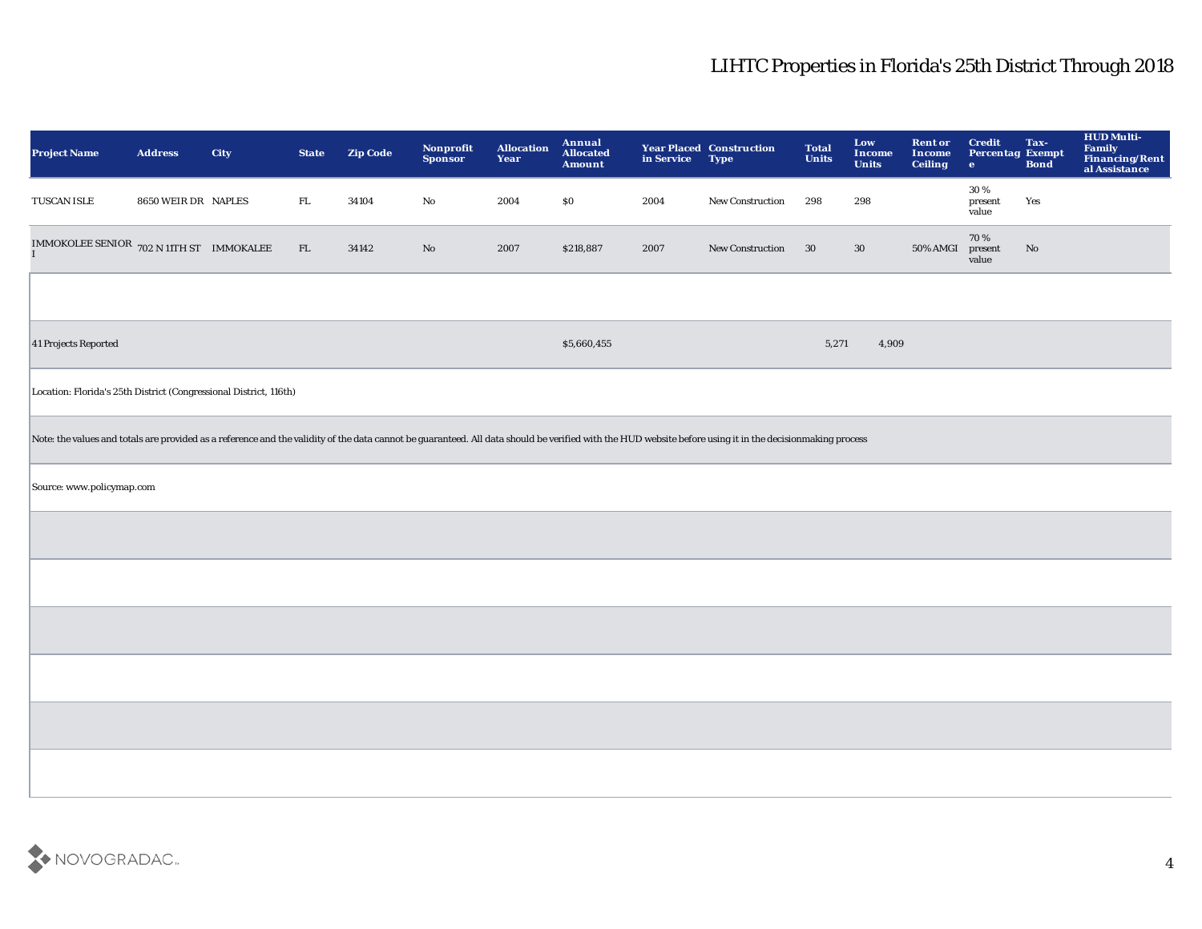| Project Name | Address | City | State | Zip Code | Nonprofit Sponsor | Allocation Year | Annual Allocated Amount | Year Placed in Service | Construction Type | Total Units | Low Income Units | Rent or Income Ceiling | Credit Percentage | Tax-Exempt Bond | HUD Multi-Family Financing/Rental Assistance |
|---|---|---|---|---|---|---|---|---|---|---|---|---|---|---|---|
| TUSCAN ISLE | 8650 WEIR DR | NAPLES | FL | 34104 | No | 2004 | $0 | 2004 | New Construction | 298 | 298 | | 30 % present value | Yes | |
| IMMOKOLEE SENIOR I | 702 N 11TH ST | IMMOKALEE | FL | 34142 | No | 2007 | $218,887 | 2007 | New Construction | 30 | 30 | 50% AMGI | 70 % present value | No | |
| | | | | | | | | | | | | | | | |
| 41 Projects Reported | | | | | | | $5,660,455 | | | 5,271 | 4,909 | | | | |

Location: Florida's 25th District (Congressional District, 116th)

Note: the values and totals are provided as a reference and the validity of the data cannot be guaranteed. All data should be verified with the HUD website before using it in the decisionmaking process

Source: www.policymap.com